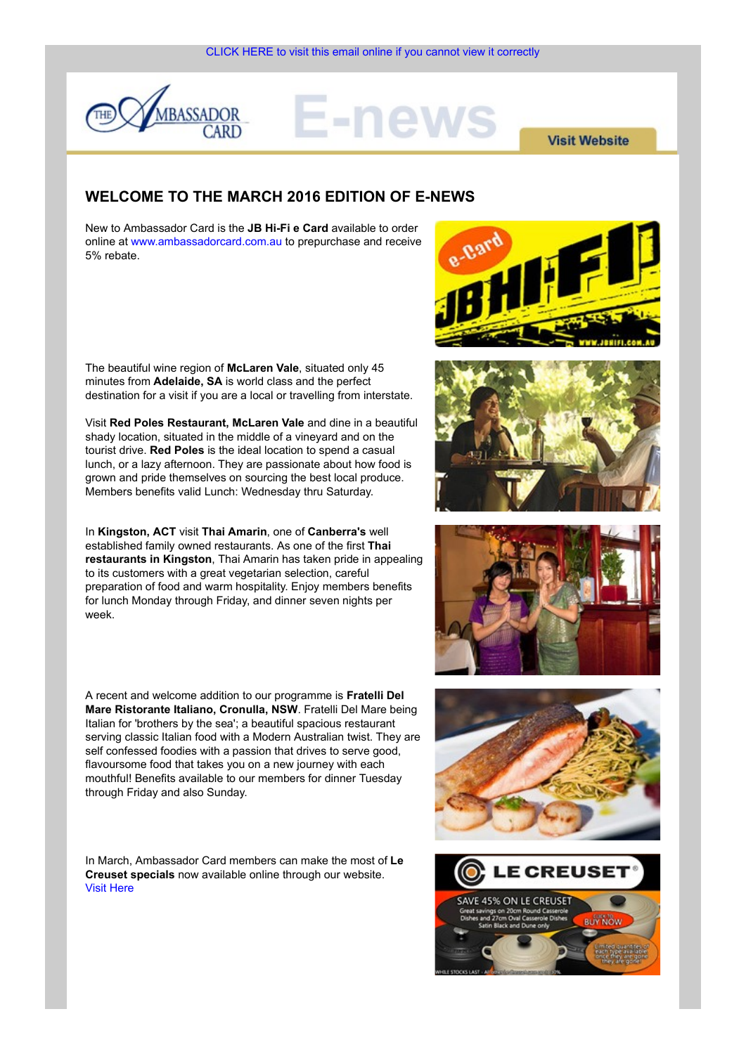CLICK HERE to visit this email online if you cannot view it correctly

Visit Website

## WELCOME TO THE MARCH 2016 EDITION OF E-NEWS

New to Ambassador Card is the **JB Hi-Fi e Card** available to order online at www.ambassadorcard.com.au to prepurchase and receive 5% rebate.

The beautiful wine region of **McLaren Vale**, situated only 45 minutes from **Adelaide, SA** is world class and the perfect destination for a visit if you are a local or travelling from interstate.

Visit **Red Poles Restaurant, McLaren Vale** and dine in a beautiful shady location, situated in the middle of a vineyard and on the tourist drive. **Red Poles** is the ideal location to spend a casual lunch, or a lazy afternoon. They are passionate about how food is grown and pride themselves on sourcing the best local produce. Members benefits valid Lunch: Wednesday thru Saturday.

In **Kingston, ACT** visit **Thai Amarin**, one of **Canberra's** well established family owned restaurants. As one of the first **Thai restaurants in Kingston**, Thai Amarin has taken pride in appealing to its customers with a great vegetarian selection, careful preparation of food and warm hospitality. Enjoy members benefits for lunch Monday through Friday, and dinner seven nights per week.

A recent and welcome addition to our programme is **Fratelli Del Mare Ristorante Italiano, Cronulla, NSW**. Fratelli Del Mare being Italian for 'brothers by the sea'; a beautiful spacious restaurant serving classic Italian food with a Modern Australian twist. They are self confessed foodies with a passion that drives to serve good, flavoursome food that takes you on a new journey with each mouthful! Benefits available to our members for dinner Tuesday through Friday and also Sunday.

In March, Ambassador Card members can make the most of **Le Creuset specials** now available online through our website.
Visit Here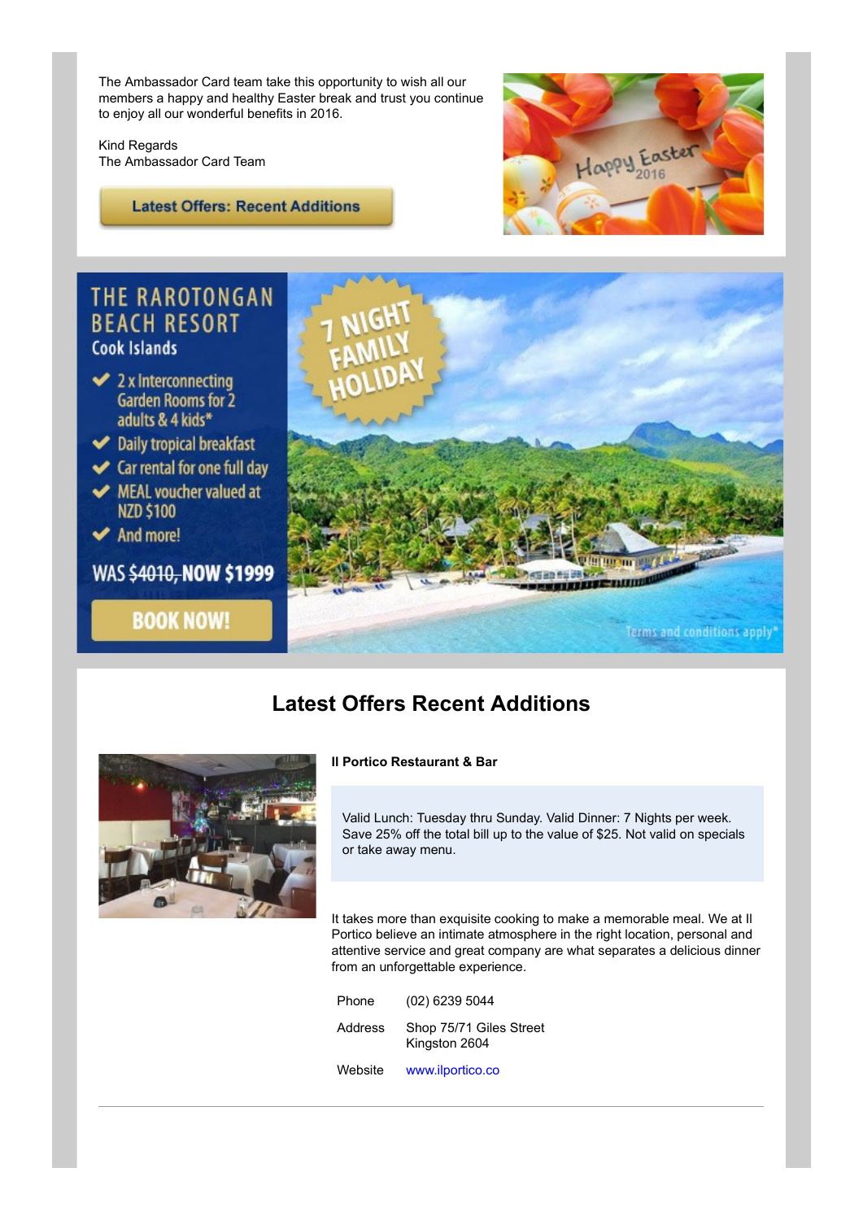The Ambassador Card team take this opportunity to wish all our members a happy and healthy Easter break and trust you continue to enjoy all our wonderful benefits in 2016.

Kind Regards
The Ambassador Card Team

Latest Offers: Recent Additions

Happy Easter 2016

THE RAROTONGAN BEACH RESORT
Cook Islands

- 2 x Interconnecting Garden Rooms for 2 adults & 4 kids*
- Daily tropical breakfast
- Car rental for one full day
- MEAL voucher valued at NZD $100
- And more!

WAS ~~$4010,~~ NOW $1999

BOOK NOW!

7 NIGHT FAMILY HOLIDAY

Terms and conditions apply*

## Latest Offers Recent Additions

**Il Portico Restaurant & Bar**

Valid Lunch: Tuesday thru Sunday. Valid Dinner: 7 Nights per week. Save 25% off the total bill up to the value of $25. Not valid on specials or take away menu.

It takes more than exquisite cooking to make a memorable meal. We at Il Portico believe an intimate atmosphere in the right location, personal and attentive service and great company are what separates a delicious dinner from an unforgettable experience.

| | |
|---|---|
| Phone | (02) 6239 5044 |
| Address | Shop 75/71 Giles Street<br>Kingston 2604 |
| Website | www.ilportico.co |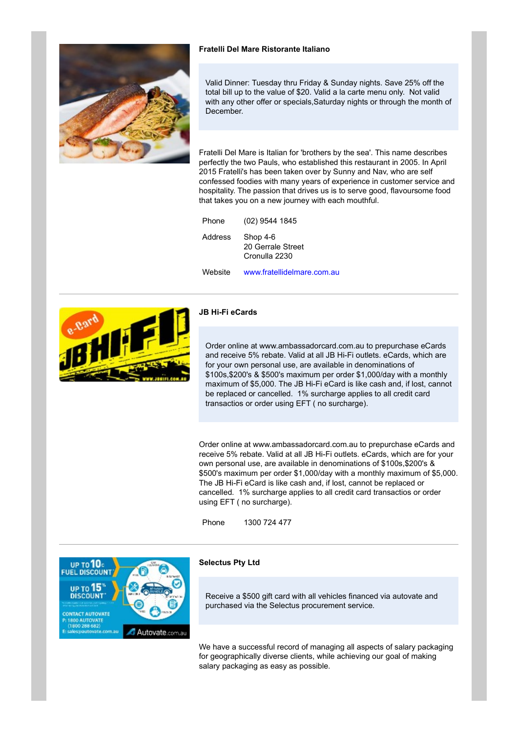### Fratelli Del Mare Ristorante Italiano

Valid Dinner: Tuesday thru Friday & Sunday nights. Save 25% off the total bill up to the value of $20. Valid a la carte menu only. Not valid with any other offer or specials,Saturday nights or through the month of December.

Fratelli Del Mare is Italian for 'brothers by the sea'. This name describes perfectly the two Pauls, who established this restaurant in 2005. In April 2015 Fratelli's has been taken over by Sunny and Nav, who are self confessed foodies with many years of experience in customer service and hospitality. The passion that drives us is to serve good, flavoursome food that takes you on a new journey with each mouthful.

| | |
|---|---|
| Phone | (02) 9544 1845 |
| Address | Shop 4-6<br>20 Gerrale Street<br>Cronulla 2230 |
| Website | www.fratellidelmare.com.au |

---

### JB Hi-Fi eCards

Order online at www.ambassadorcard.com.au to prepurchase eCards and receive 5% rebate. Valid at all JB Hi-Fi outlets. eCards, which are for your own personal use, are available in denominations of $100s,$200's & $500's maximum per order $1,000/day with a monthly maximum of $5,000. The JB Hi-Fi eCard is like cash and, if lost, cannot be replaced or cancelled. 1% surcharge applies to all credit card transactios or order using EFT ( no surcharge).

Order online at www.ambassadorcard.com.au to prepurchase eCards and receive 5% rebate. Valid at all JB Hi-Fi outlets. eCards, which are for your own personal use, are available in denominations of $100s,$200's & $500's maximum per order $1,000/day with a monthly maximum of $5,000. The JB Hi-Fi eCard is like cash and, if lost, cannot be replaced or cancelled. 1% surcharge applies to all credit card transactios or order using EFT ( no surcharge).

| | |
|---|---|
| Phone | 1300 724 477 |

---

### Selectus Pty Ltd

Receive a $500 gift card with all vehicles financed via autovate and purchased via the Selectus procurement service.

We have a successful record of managing all aspects of salary packaging for geographically diverse clients, while achieving our goal of making salary packaging as easy as possible.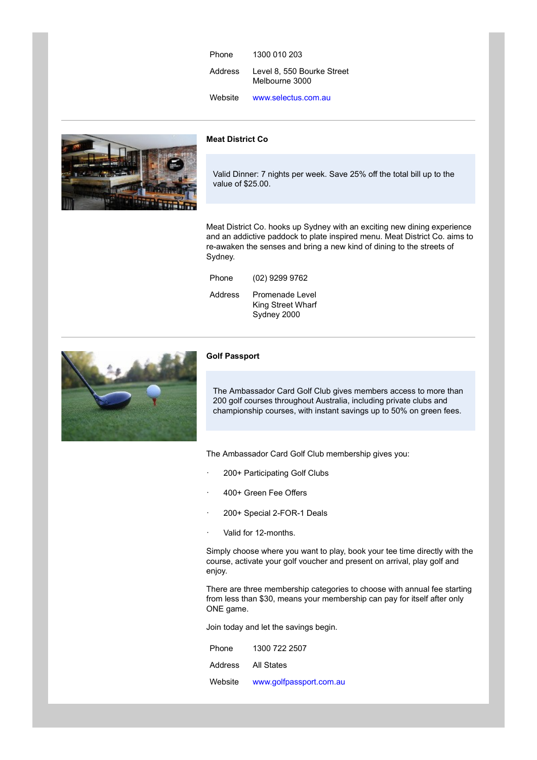| | |
|---|---|
| Phone | 1300 010 203 |
| Address | Level 8, 550 Bourke Street<br>Melbourne 3000 |
| Website | www.selectus.com.au |

---

**Meat District Co**

Valid Dinner: 7 nights per week. Save 25% off the total bill up to the value of $25.00.

Meat District Co. hooks up Sydney with an exciting new dining experience and an addictive paddock to plate inspired menu. Meat District Co. aims to re-awaken the senses and bring a new kind of dining to the streets of Sydney.

| | |
|---|---|
| Phone | (02) 9299 9762 |
| Address | Promenade Level<br>King Street Wharf<br>Sydney 2000 |

---

**Golf Passport**

The Ambassador Card Golf Club gives members access to more than 200 golf courses throughout Australia, including private clubs and championship courses, with instant savings up to 50% on green fees.

The Ambassador Card Golf Club membership gives you:

- 200+ Participating Golf Clubs
- 400+ Green Fee Offers
- 200+ Special 2-FOR-1 Deals
- Valid for 12-months.

Simply choose where you want to play, book your tee time directly with the course, activate your golf voucher and present on arrival, play golf and enjoy.

There are three membership categories to choose with annual fee starting from less than $30, means your membership can pay for itself after only ONE game.

Join today and let the savings begin.

| | |
|---|---|
| Phone | 1300 722 2507 |
| Address | All States |
| Website | www.golfpassport.com.au |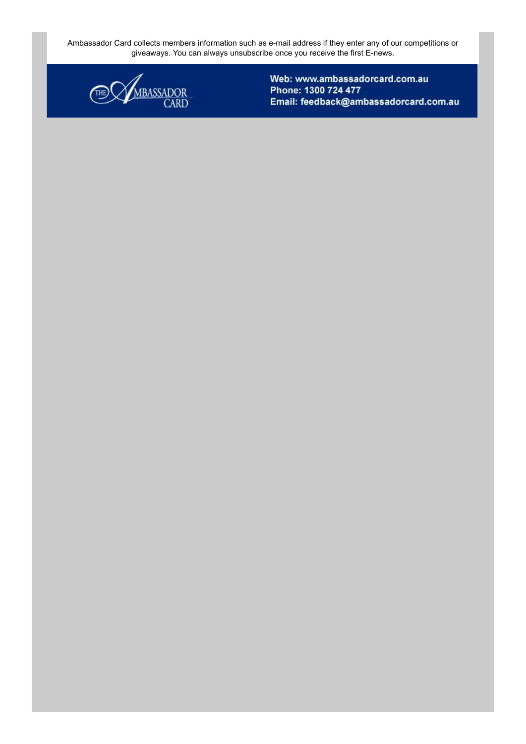Ambassador Card collects members information such as e-mail address if they enter any of our competitions or giveaways. You can always unsubscribe once you receive the first E-news.

THE AMBASSADOR CARD

**Web: www.ambassadorcard.com.au**
**Phone: 1300 724 477**
**Email: feedback@ambassadorcard.com.au**